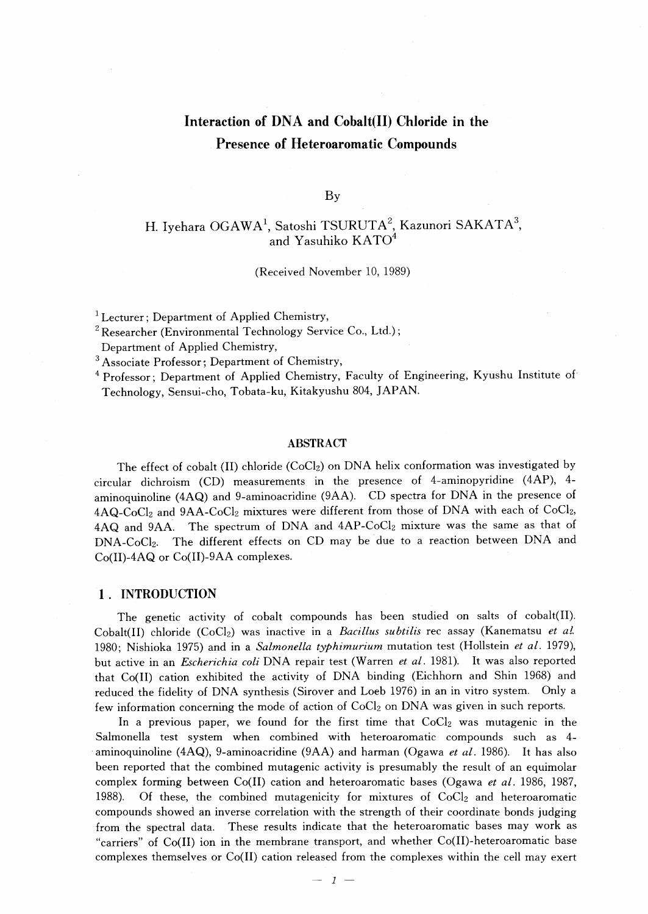# Interaction of DNA and Cobalt(II) Chloride in the Presence of Heteroaromatic Compounds

By

H. Iyehara OGAWA[1], Satoshi TSURUTA[2], Kazunori SAKATA[3], and Yasuhiko KATO[4]

(Received November 10, 1989)

[1] Lecturer; Department of Applied Chemistry,
[2] Researcher (Environmental Technology Service Co., Ltd.); Department of Applied Chemistry,
[3] Associate Professor; Department of Chemistry,
[4] Professor; Department of Applied Chemistry, Faculty of Engineering, Kyushu Institute of Technology, Sensui-cho, Tobata-ku, Kitakyushu 804, JAPAN.

## ABSTRACT

The effect of cobalt (II) chloride ($CoCl_2$) on DNA helix conformation was investigated by circular dichroism (CD) measurements in the presence of 4-aminopyridine (4AP), 4-aminoquinoline (4AQ) and 9-aminoacridine (9AA). CD spectra for DNA in the presence of 4AQ-$CoCl_2$ and 9AA-$CoCl_2$ mixtures were different from those of DNA with each of $CoCl_2$, 4AQ and 9AA. The spectrum of DNA and 4AP-$CoCl_2$ mixture was the same as that of DNA-$CoCl_2$. The different effects on CD may be due to a reaction between DNA and Co(II)-4AQ or Co(II)-9AA complexes.

## 1. INTRODUCTION

The genetic activity of cobalt compounds has been studied on salts of cobalt(II). Cobalt(II) chloride ($CoCl_2$) was inactive in a *Bacillus subtilis* rec assay (Kanematsu *et al.* 1980; Nishioka 1975) and in a *Salmonella typhimurium* mutation test (Hollstein *et al.* 1979), but active in an *Escherichia coli* DNA repair test (Warren *et al.* 1981). It was also reported that Co(II) cation exhibited the activity of DNA binding (Eichhorn and Shin 1968) and reduced the fidelity of DNA synthesis (Sirover and Loeb 1976) in an in vitro system. Only a few information concerning the mode of action of $CoCl_2$ on DNA was given in such reports.

In a previous paper, we found for the first time that $CoCl_2$ was mutagenic in the Salmonella test system when combined with heteroaromatic compounds such as 4-aminoquinoline (4AQ), 9-aminoacridine (9AA) and harman (Ogawa *et al.* 1986). It has also been reported that the combined mutagenic activity is presumably the result of an equimolar complex forming between Co(II) cation and heteroaromatic bases (Ogawa *et al.* 1986, 1987, 1988). Of these, the combined mutagenicity for mixtures of $CoCl_2$ and heteroaromatic compounds showed an inverse correlation with the strength of their coordinate bonds judging from the spectral data. These results indicate that the heteroaromatic bases may work as "carriers" of Co(II) ion in the membrane transport, and whether Co(II)-heteroaromatic base complexes themselves or Co(II) cation released from the complexes within the cell may exert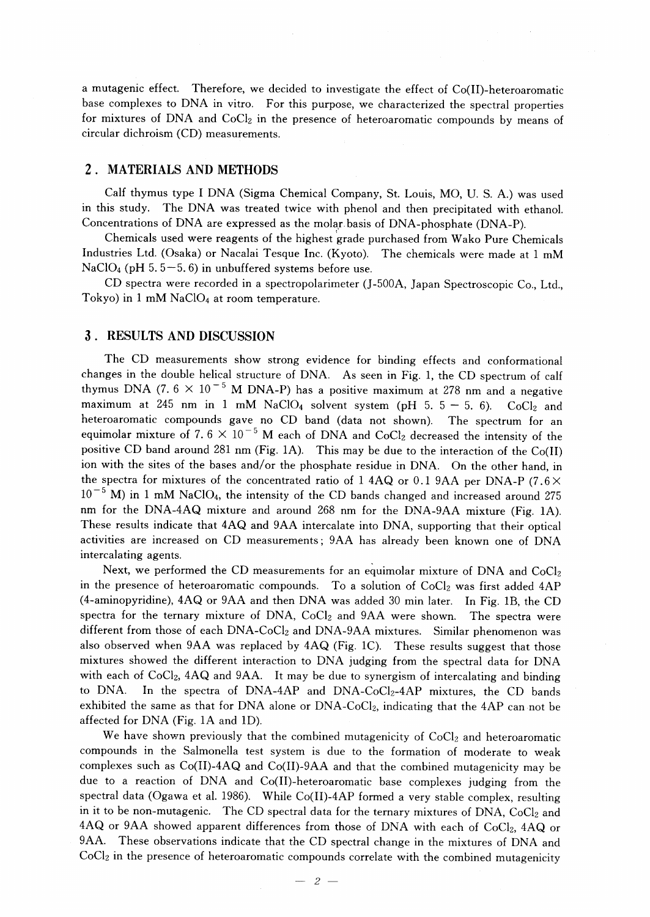a mutagenic effect. Therefore, we decided to investigate the effect of Co(II)-heteroaromatic base complexes to DNA in vitro. For this purpose, we characterized the spectral properties for mixtures of DNA and $CoCl_2$ in the presence of heteroaromatic compounds by means of circular dichroism (CD) measurements.

## 2. MATERIALS AND METHODS

Calf thymus type I DNA (Sigma Chemical Company, St. Louis, MO, U. S. A.) was used in this study. The DNA was treated twice with phenol and then precipitated with ethanol. Concentrations of DNA are expressed as the molar basis of DNA-phosphate (DNA-P).

Chemicals used were reagents of the highest grade purchased from Wako Pure Chemicals Industries Ltd. (Osaka) or Nacalai Tesque Inc. (Kyoto). The chemicals were made at 1 mM $NaClO_4$ (pH 5.5−5.6) in unbuffered systems before use.

CD spectra were recorded in a spectropolarimeter (J-500A, Japan Spectroscopic Co., Ltd., Tokyo) in 1 mM $NaClO_4$ at room temperature.

## 3. RESULTS AND DISCUSSION

The CD measurements show strong evidence for binding effects and conformational changes in the double helical structure of DNA. As seen in Fig. 1, the CD spectrum of calf thymus DNA ($7.6 \times 10^{-5}$ M DNA-P) has a positive maximum at 278 nm and a negative maximum at 245 nm in 1 mM $NaClO_4$ solvent system (pH 5.5 − 5.6). $CoCl_2$ and heteroaromatic compounds gave no CD band (data not shown). The spectrum for an equimolar mixture of $7.6 \times 10^{-5}$ M each of DNA and $CoCl_2$ decreased the intensity of the positive CD band around 281 nm (Fig. 1A). This may be due to the interaction of the Co(II) ion with the sites of the bases and/or the phosphate residue in DNA. On the other hand, in the spectra for mixtures of the concentrated ratio of 1 4AQ or 0.1 9AA per DNA-P ($7.6 \times 10^{-5}$ M) in 1 mM $NaClO_4$, the intensity of the CD bands changed and increased around 275 nm for the DNA-4AQ mixture and around 268 nm for the DNA-9AA mixture (Fig. 1A). These results indicate that 4AQ and 9AA intercalate into DNA, supporting that their optical activities are increased on CD measurements; 9AA has already been known one of DNA intercalating agents.

Next, we performed the CD measurements for an equimolar mixture of DNA and $CoCl_2$ in the presence of heteroaromatic compounds. To a solution of $CoCl_2$ was first added 4AP (4-aminopyridine), 4AQ or 9AA and then DNA was added 30 min later. In Fig. 1B, the CD spectra for the ternary mixture of DNA, $CoCl_2$ and 9AA were shown. The spectra were different from those of each DNA-$CoCl_2$ and DNA-9AA mixtures. Similar phenomenon was also observed when 9AA was replaced by 4AQ (Fig. 1C). These results suggest that those mixtures showed the different interaction to DNA judging from the spectral data for DNA with each of $CoCl_2$, 4AQ and 9AA. It may be due to synergism of intercalating and binding to DNA. In the spectra of DNA-4AP and DNA-$CoCl_2$-4AP mixtures, the CD bands exhibited the same as that for DNA alone or DNA-$CoCl_2$, indicating that the 4AP can not be affected for DNA (Fig. 1A and 1D).

We have shown previously that the combined mutagenicity of $CoCl_2$ and heteroaromatic compounds in the Salmonella test system is due to the formation of moderate to weak complexes such as Co(II)-4AQ and Co(II)-9AA and that the combined mutagenicity may be due to a reaction of DNA and Co(II)-heteroaromatic base complexes judging from the spectral data (Ogawa et al. 1986). While Co(II)-4AP formed a very stable complex, resulting in it to be non-mutagenic. The CD spectral data for the ternary mixtures of DNA, $CoCl_2$ and 4AQ or 9AA showed apparent differences from those of DNA with each of $CoCl_2$, 4AQ or 9AA. These observations indicate that the CD spectral change in the mixtures of DNA and $CoCl_2$ in the presence of heteroaromatic compounds correlate with the combined mutagenicity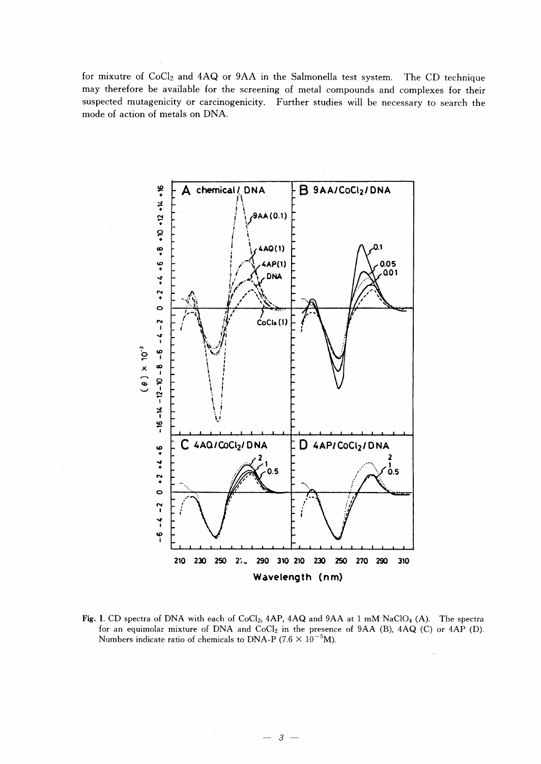for mixutre of $CoCl_2$ and 4AQ or 9AA in the Salmonella test system. The CD technique may therefore be available for the screening of metal compounds and complexes for their suspected mutagenicity or carcinogenicity. Further studies will be necessary to search the mode of action of metals on DNA.

Fig. 1. CD spectra of DNA with each of $CoCl_2$, 4AP, 4AQ and 9AA at 1 mM $NaClO_4$ (A). The spectra for an equimolar mixture of DNA and $CoCl_2$ in the presence of 9AA (B), 4AQ (C) or 4AP (D). Numbers indicate ratio of chemicals to DNA-P ($7.6 \times 10^{-5}$M).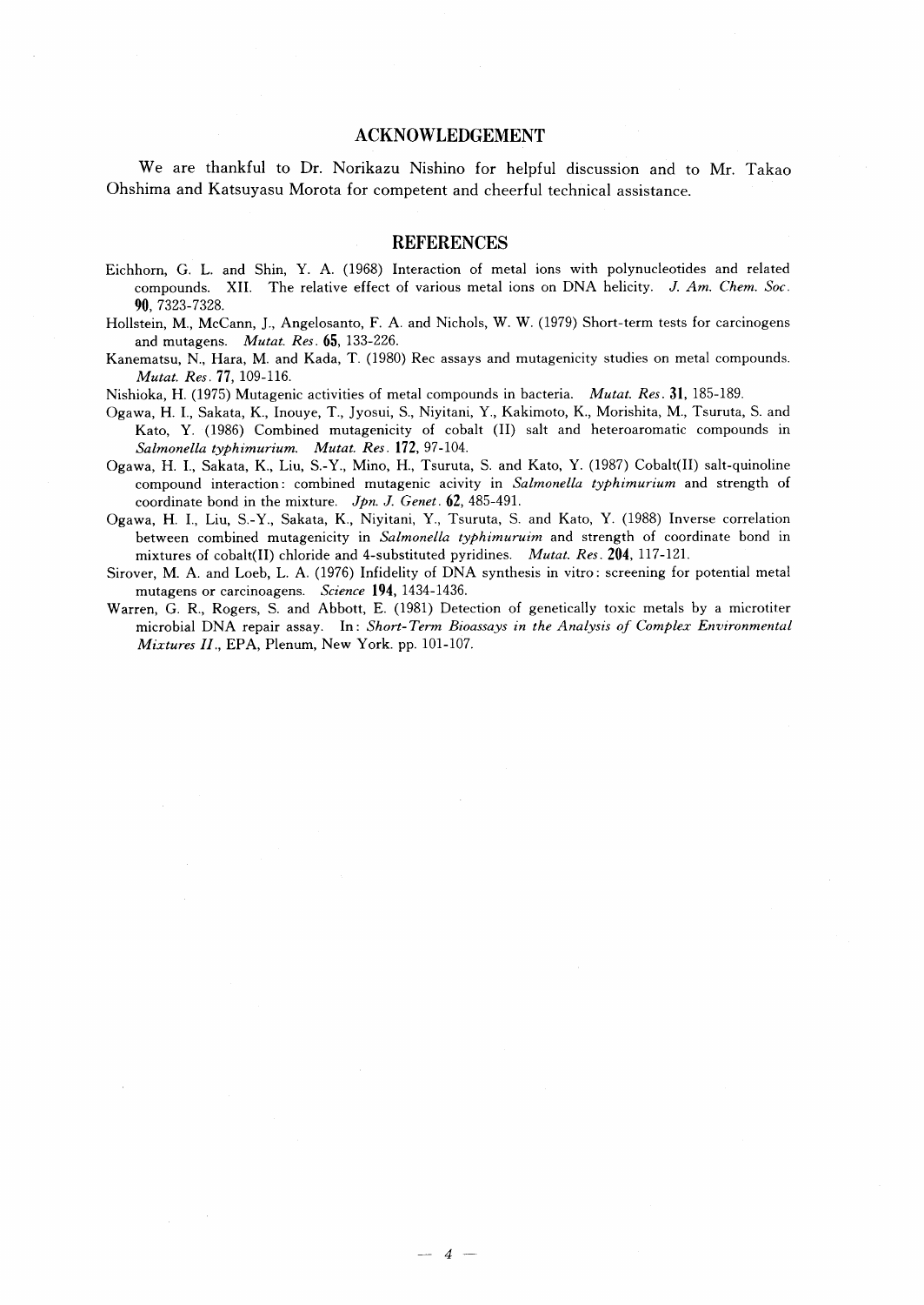## ACKNOWLEDGEMENT

We are thankful to Dr. Norikazu Nishino for helpful discussion and to Mr. Takao Ohshima and Katsuyasu Morota for competent and cheerful technical assistance.

## REFERENCES

Eichhorn, G. L. and Shin, Y. A. (1968) Interaction of metal ions with polynucleotides and related compounds. XII. The relative effect of various metal ions on DNA helicity. *J. Am. Chem. Soc.* **90**, 7323-7328.

Hollstein, M., McCann, J., Angelosanto, F. A. and Nichols, W. W. (1979) Short-term tests for carcinogens and mutagens. *Mutat. Res.* **65**, 133-226.

Kanematsu, N., Hara, M. and Kada, T. (1980) Rec assays and mutagenicity studies on metal compounds. *Mutat. Res.* **77**, 109-116.

Nishioka, H. (1975) Mutagenic activities of metal compounds in bacteria. *Mutat. Res.* **31**, 185-189.

Ogawa, H. I., Sakata, K., Inouye, T., Jyosui, S., Niyitani, Y., Kakimoto, K., Morishita, M., Tsuruta, S. and Kato, Y. (1986) Combined mutagenicity of cobalt (II) salt and heteroaromatic compounds in *Salmonella typhimurium*. *Mutat. Res.* **172**, 97-104.

Ogawa, H. I., Sakata, K., Liu, S.-Y., Mino, H., Tsuruta, S. and Kato, Y. (1987) Cobalt(II) salt-quinoline compound interaction: combined mutagenic acivity in *Salmonella typhimurium* and strength of coordinate bond in the mixture. *Jpn. J. Genet.* **62**, 485-491.

Ogawa, H. I., Liu, S.-Y., Sakata, K., Niyitani, Y., Tsuruta, S. and Kato, Y. (1988) Inverse correlation between combined mutagenicity in *Salmonella typhimuruim* and strength of coordinate bond in mixtures of cobalt(II) chloride and 4-substituted pyridines. *Mutat. Res.* **204**, 117-121.

Sirover, M. A. and Loeb, L. A. (1976) Infidelity of DNA synthesis in vitro: screening for potential metal mutagens or carcinoagens. *Science* **194**, 1434-1436.

Warren, G. R., Rogers, S. and Abbott, E. (1981) Detection of genetically toxic metals by a microtiter microbial DNA repair assay. In: *Short-Term Bioassays in the Analysis of Complex Environmental Mixtures II*., EPA, Plenum, New York. pp. 101-107.